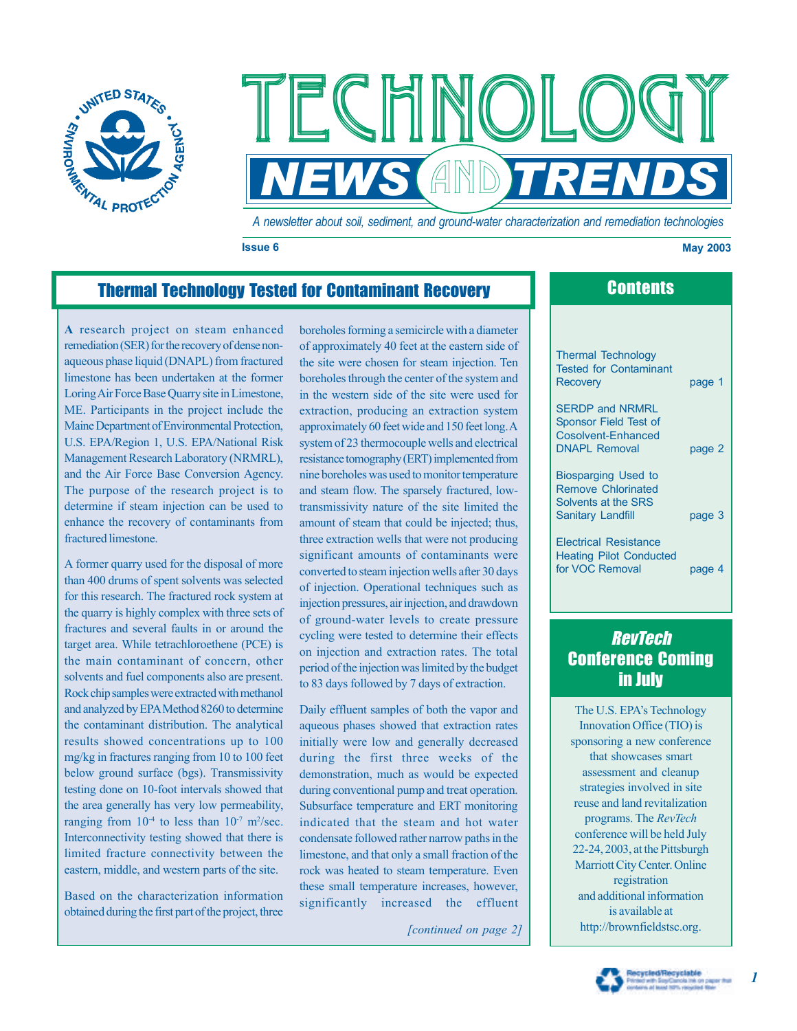# TECHNOLOGY NEWS AND TRENDS

*A newsletter about soil, sediment, and ground-water characterization and remediation technologies*

**Issue 6** **May 2003**

## Thermal Technology Tested for Contaminant Recovery

**A** research project on steam enhanced remediation (SER) for the recovery of dense non-aqueous phase liquid (DNAPL) from fractured limestone has been undertaken at the former Loring Air Force Base Quarry site in Limestone, ME. Participants in the project include the Maine Department of Environmental Protection, U.S. EPA/Region 1, U.S. EPA/National Risk Management Research Laboratory (NRMRL), and the Air Force Base Conversion Agency. The purpose of the research project is to determine if steam injection can be used to enhance the recovery of contaminants from fractured limestone.

A former quarry used for the disposal of more than 400 drums of spent solvents was selected for this research. The fractured rock system at the quarry is highly complex with three sets of fractures and several faults in or around the target area. While tetrachloroethene (PCE) is the main contaminant of concern, other solvents and fuel components also are present. Rock chip samples were extracted with methanol and analyzed by EPA Method 8260 to determine the contaminant distribution. The analytical results showed concentrations up to 100 mg/kg in fractures ranging from 10 to 100 feet below ground surface (bgs). Transmissivity testing done on 10-foot intervals showed that the area generally has very low permeability, ranging from $10^{-4}$ to less than $10^{-7}$ $m^2$/sec. Interconnectivity testing showed that there is limited fracture connectivity between the eastern, middle, and western parts of the site.

Based on the characterization information obtained during the first part of the project, three boreholes forming a semicircle with a diameter of approximately 40 feet at the eastern side of the site were chosen for steam injection. Ten boreholes through the center of the system and in the western side of the site were used for extraction, producing an extraction system approximately 60 feet wide and 150 feet long. A system of 23 thermocouple wells and electrical resistance tomography (ERT) implemented from nine boreholes was used to monitor temperature and steam flow. The sparsely fractured, low-transmissivity nature of the site limited the amount of steam that could be injected; thus, three extraction wells that were not producing significant amounts of contaminants were converted to steam injection wells after 30 days of injection. Operational techniques such as injection pressures, air injection, and drawdown of ground-water levels to create pressure cycling were tested to determine their effects on injection and extraction rates. The total period of the injection was limited by the budget to 83 days followed by 7 days of extraction.

Daily effluent samples of both the vapor and aqueous phases showed that extraction rates initially were low and generally decreased during the first three weeks of the demonstration, much as would be expected during conventional pump and treat operation. Subsurface temperature and ERT monitoring indicated that the steam and hot water condensate followed rather narrow paths in the limestone, and that only a small fraction of the rock was heated to steam temperature. Even these small temperature increases, however, significantly increased the effluent

*[continued on page 2]*

## Contents

| | |
|---|---|
| Thermal Technology Tested for Contaminant Recovery | page 1 |
| SERDP and NRMRL Sponsor Field Test of Cosolvent-Enhanced DNAPL Removal | page 2 |
| Biosparging Used to Remove Chlorinated Solvents at the SRS Sanitary Landfill | page 3 |
| Electrical Resistance Heating Pilot Conducted for VOC Removal | page 4 |

## *RevTech* Conference Coming in July

The U.S. EPA's Technology Innovation Office (TIO) is sponsoring a new conference that showcases smart assessment and cleanup strategies involved in site reuse and land revitalization programs. The *RevTech* conference will be held July 22-24, 2003, at the Pittsburgh Marriott City Center. Online registration and additional information is available at http://brownfieldstsc.org.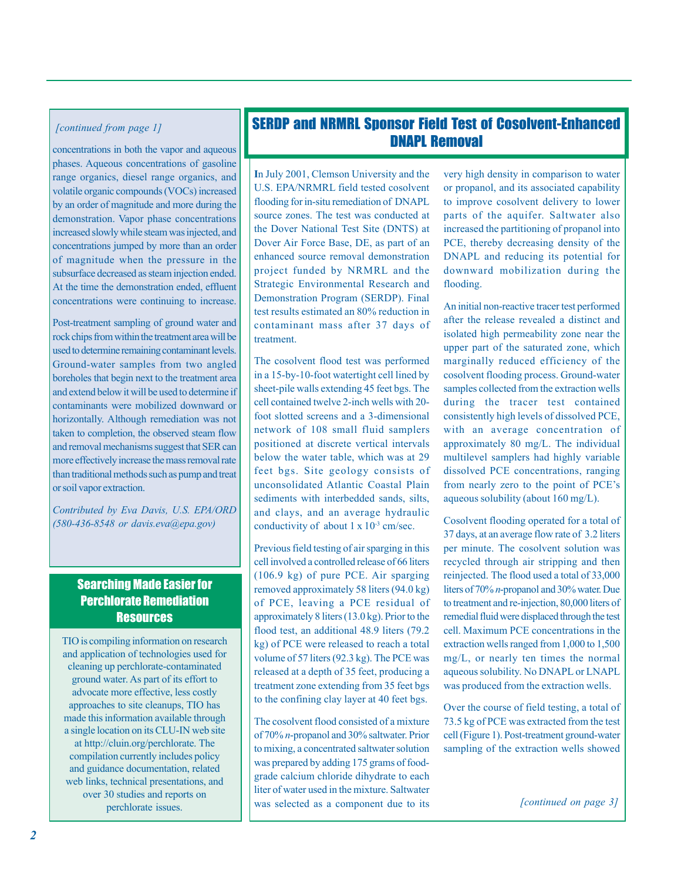*[continued from page 1]*

concentrations in both the vapor and aqueous phases. Aqueous concentrations of gasoline range organics, diesel range organics, and volatile organic compounds (VOCs) increased by an order of magnitude and more during the demonstration. Vapor phase concentrations increased slowly while steam was injected, and concentrations jumped by more than an order of magnitude when the pressure in the subsurface decreased as steam injection ended. At the time the demonstration ended, effluent concentrations were continuing to increase.

Post-treatment sampling of ground water and rock chips from within the treatment area will be used to determine remaining contaminant levels. Ground-water samples from two angled boreholes that begin next to the treatment area and extend below it will be used to determine if contaminants were mobilized downward or horizontally. Although remediation was not taken to completion, the observed steam flow and removal mechanisms suggest that SER can more effectively increase the mass removal rate than traditional methods such as pump and treat or soil vapor extraction.

*Contributed by Eva Davis, U.S. EPA/ORD (580-436-8548 or davis.eva@epa.gov)*

## Searching Made Easier for Perchlorate Remediation Resources

TIO is compiling information on research and application of technologies used for cleaning up perchlorate-contaminated ground water. As part of its effort to advocate more effective, less costly approaches to site cleanups, TIO has made this information available through a single location on its CLU-IN web site at http://cluin.org/perchlorate. The compilation currently includes policy and guidance documentation, related web links, technical presentations, and over 30 studies and reports on perchlorate issues.

## SERDP and NRMRL Sponsor Field Test of Cosolvent-Enhanced DNAPL Removal

In July 2001, Clemson University and the U.S. EPA/NRMRL field tested cosolvent flooding for in-situ remediation of DNAPL source zones. The test was conducted at the Dover National Test Site (DNTS) at Dover Air Force Base, DE, as part of an enhanced source removal demonstration project funded by NRMRL and the Strategic Environmental Research and Demonstration Program (SERDP). Final test results estimated an 80% reduction in contaminant mass after 37 days of treatment.

The cosolvent flood test was performed in a 15-by-10-foot watertight cell lined by sheet-pile walls extending 45 feet bgs. The cell contained twelve 2-inch wells with 20-foot slotted screens and a 3-dimensional network of 108 small fluid samplers positioned at discrete vertical intervals below the water table, which was at 29 feet bgs. Site geology consists of unconsolidated Atlantic Coastal Plain sediments with interbedded sands, silts, and clays, and an average hydraulic conductivity of about $1 \times 10^{-3}$ cm/sec.

Previous field testing of air sparging in this cell involved a controlled release of 66 liters (106.9 kg) of pure PCE. Air sparging removed approximately 58 liters (94.0 kg) of PCE, leaving a PCE residual of approximately 8 liters (13.0 kg). Prior to the flood test, an additional 48.9 liters (79.2 kg) of PCE were released to reach a total volume of 57 liters (92.3 kg). The PCE was released at a depth of 35 feet, producing a treatment zone extending from 35 feet bgs to the confining clay layer at 40 feet bgs.

The cosolvent flood consisted of a mixture of 70% *n*-propanol and 30% saltwater. Prior to mixing, a concentrated saltwater solution was prepared by adding 175 grams of food-grade calcium chloride dihydrate to each liter of water used in the mixture. Saltwater was selected as a component due to its very high density in comparison to water or propanol, and its associated capability to improve cosolvent delivery to lower parts of the aquifer. Saltwater also increased the partitioning of propanol into PCE, thereby decreasing density of the DNAPL and reducing its potential for downward mobilization during the flooding.

An initial non-reactive tracer test performed after the release revealed a distinct and isolated high permeability zone near the upper part of the saturated zone, which marginally reduced efficiency of the cosolvent flooding process. Ground-water samples collected from the extraction wells during the tracer test contained consistently high levels of dissolved PCE, with an average concentration of approximately 80 mg/L. The individual multilevel samplers had highly variable dissolved PCE concentrations, ranging from nearly zero to the point of PCE's aqueous solubility (about 160 mg/L).

Cosolvent flooding operated for a total of 37 days, at an average flow rate of 3.2 liters per minute. The cosolvent solution was recycled through air stripping and then reinjected. The flood used a total of 33,000 liters of 70% *n*-propanol and 30% water. Due to treatment and re-injection, 80,000 liters of remedial fluid were displaced through the test cell. Maximum PCE concentrations in the extraction wells ranged from 1,000 to 1,500 mg/L, or nearly ten times the normal aqueous solubility. No DNAPL or LNAPL was produced from the extraction wells.

Over the course of field testing, a total of 73.5 kg of PCE was extracted from the test cell (Figure 1). Post-treatment ground-water sampling of the extraction wells showed

*[continued on page 3]*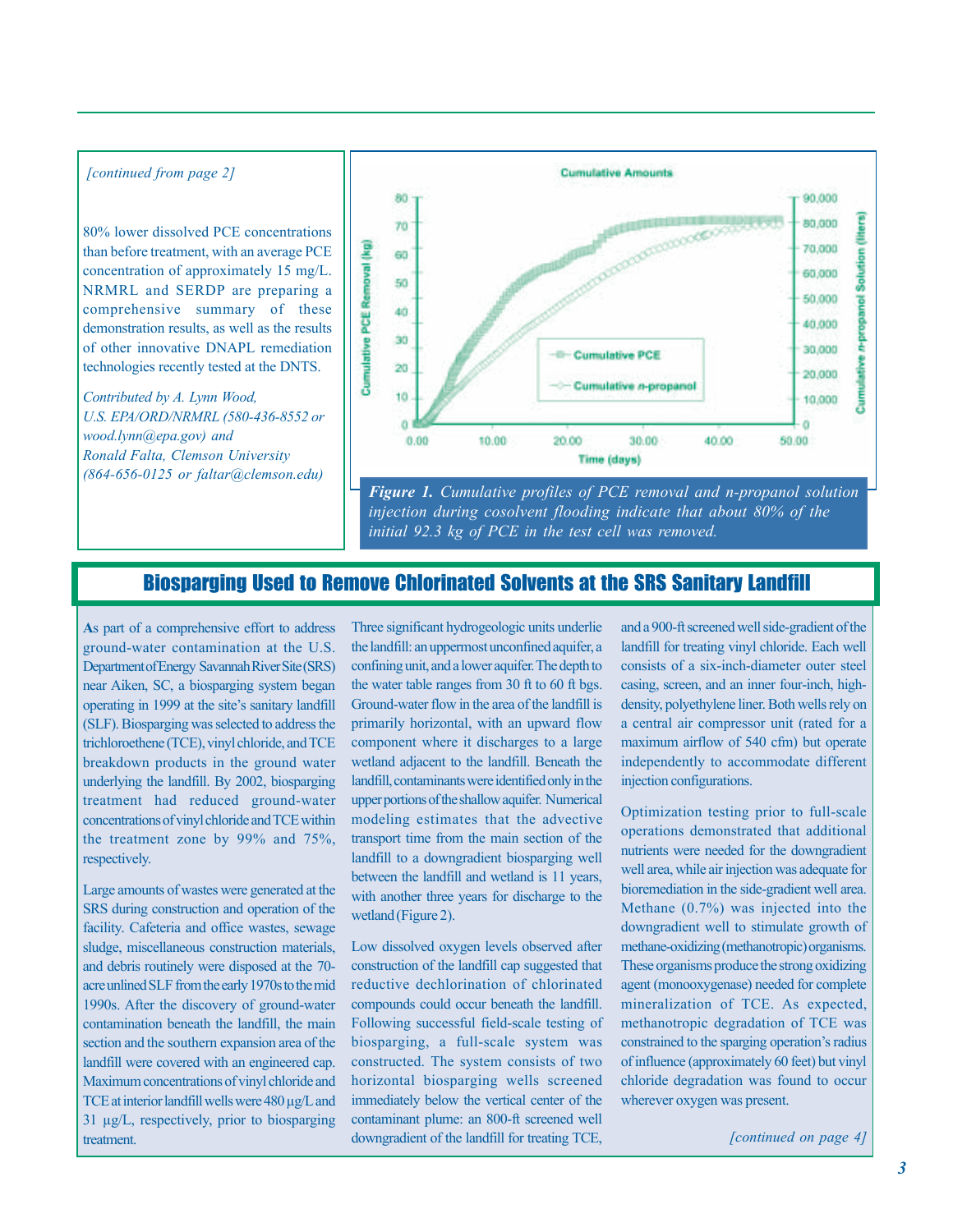*[continued from page 2]*

80% lower dissolved PCE concentrations than before treatment, with an average PCE concentration of approximately 15 mg/L. NRMRL and SERDP are preparing a comprehensive summary of these demonstration results, as well as the results of other innovative DNAPL remediation technologies recently tested at the DNTS.

*Contributed by A. Lynn Wood, U.S. EPA/ORD/NRMRL (580-436-8552 or wood.lynn@epa.gov) and Ronald Falta, Clemson University (864-656-0125 or faltar@clemson.edu)*

***Figure 1.*** *Cumulative profiles of PCE removal and n-propanol solution injection during cosolvent flooding indicate that about 80% of the initial 92.3 kg of PCE in the test cell was removed.*

## Biosparging Used to Remove Chlorinated Solvents at the SRS Sanitary Landfill

As part of a comprehensive effort to address ground-water contamination at the U.S. Department of Energy Savannah River Site (SRS) near Aiken, SC, a biosparging system began operating in 1999 at the site's sanitary landfill (SLF). Biosparging was selected to address the trichloroethene (TCE), vinyl chloride, and TCE breakdown products in the ground water underlying the landfill. By 2002, biosparging treatment had reduced ground-water concentrations of vinyl chloride and TCE within the treatment zone by 99% and 75%, respectively.

Large amounts of wastes were generated at the SRS during construction and operation of the facility. Cafeteria and office wastes, sewage sludge, miscellaneous construction materials, and debris routinely were disposed at the 70-acre unlined SLF from the early 1970s to the mid 1990s. After the discovery of ground-water contamination beneath the landfill, the main section and the southern expansion area of the landfill were covered with an engineered cap. Maximum concentrations of vinyl chloride and TCE at interior landfill wells were 480 µg/L and 31 µg/L, respectively, prior to biosparging treatment.

Three significant hydrogeologic units underlie the landfill: an uppermost unconfined aquifer, a confining unit, and a lower aquifer. The depth to the water table ranges from 30 ft to 60 ft bgs. Ground-water flow in the area of the landfill is primarily horizontal, with an upward flow component where it discharges to a large wetland adjacent to the landfill. Beneath the landfill, contaminants were identified only in the upper portions of the shallow aquifer. Numerical modeling estimates that the advective transport time from the main section of the landfill to a downgradient biosparging well between the landfill and wetland is 11 years, with another three years for discharge to the wetland (Figure 2).

Low dissolved oxygen levels observed after construction of the landfill cap suggested that reductive dechlorination of chlorinated compounds could occur beneath the landfill. Following successful field-scale testing of biosparging, a full-scale system was constructed. The system consists of two horizontal biosparging wells screened immediately below the vertical center of the contaminant plume: an 800-ft screened well downgradient of the landfill for treating TCE, and a 900-ft screened well side-gradient of the landfill for treating vinyl chloride. Each well consists of a six-inch-diameter outer steel casing, screen, and an inner four-inch, high-density, polyethylene liner. Both wells rely on a central air compressor unit (rated for a maximum airflow of 540 cfm) but operate independently to accommodate different injection configurations.

Optimization testing prior to full-scale operations demonstrated that additional nutrients were needed for the downgradient well area, while air injection was adequate for bioremediation in the side-gradient well area. Methane (0.7%) was injected into the downgradient well to stimulate growth of methane-oxidizing (methanotropic) organisms. These organisms produce the strong oxidizing agent (monooxygenase) needed for complete mineralization of TCE. As expected, methanotropic degradation of TCE was constrained to the sparging operation's radius of influence (approximately 60 feet) but vinyl chloride degradation was found to occur wherever oxygen was present.

*[continued on page 4]*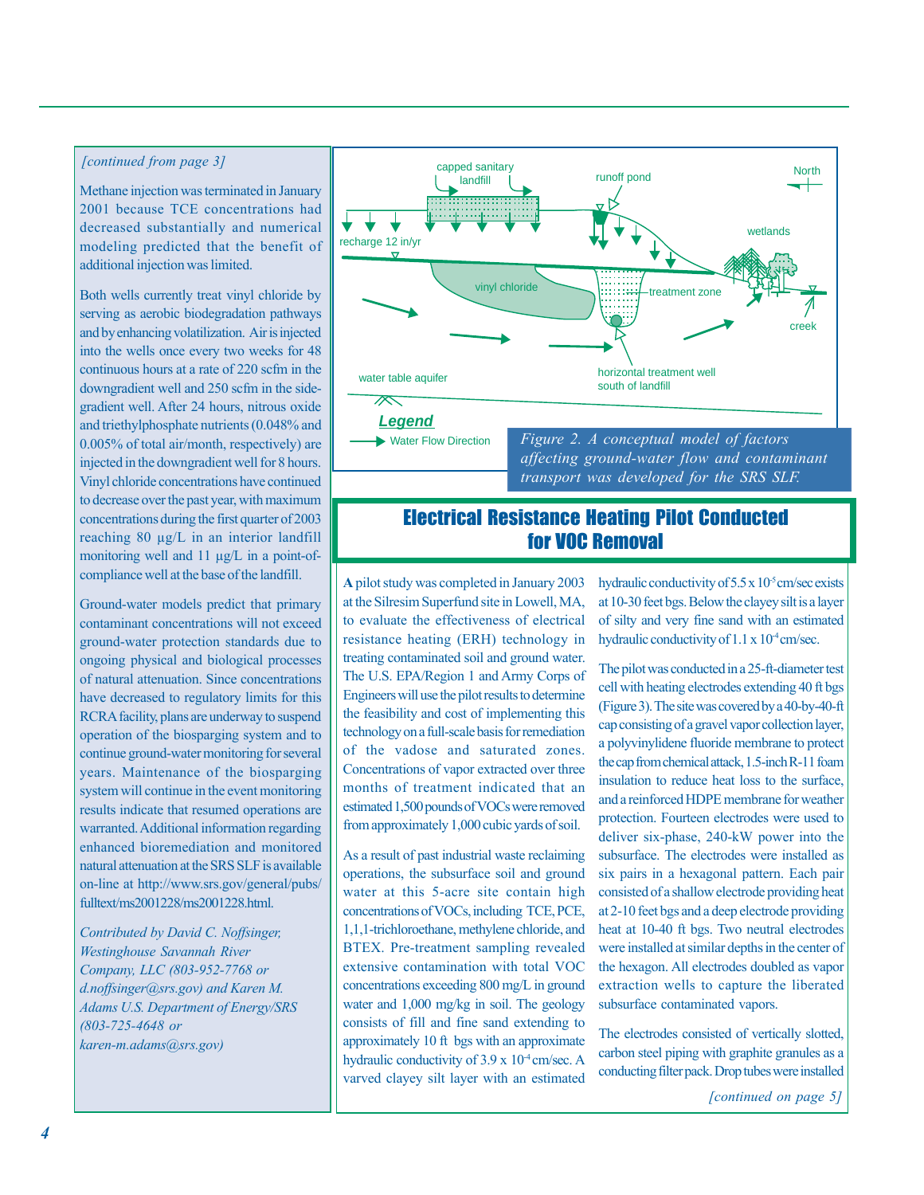*[continued from page 3]*

Methane injection was terminated in January 2001 because TCE concentrations had decreased substantially and numerical modeling predicted that the benefit of additional injection was limited.

Both wells currently treat vinyl chloride by serving as aerobic biodegradation pathways and by enhancing volatilization. Air is injected into the wells once every two weeks for 48 continuous hours at a rate of 220 scfm in the downgradient well and 250 scfm in the side-gradient well. After 24 hours, nitrous oxide and triethylphosphate nutrients (0.048% and 0.005% of total air/month, respectively) are injected in the downgradient well for 8 hours. Vinyl chloride concentrations have continued to decrease over the past year, with maximum concentrations during the first quarter of 2003 reaching 80 µg/L in an interior landfill monitoring well and 11 µg/L in a point-of-compliance well at the base of the landfill.

Ground-water models predict that primary contaminant concentrations will not exceed ground-water protection standards due to ongoing physical and biological processes of natural attenuation. Since concentrations have decreased to regulatory limits for this RCRA facility, plans are underway to suspend operation of the biosparging system and to continue ground-water monitoring for several years. Maintenance of the biosparging system will continue in the event monitoring results indicate that resumed operations are warranted. Additional information regarding enhanced bioremediation and monitored natural attenuation at the SRS SLF is available on-line at http://www.srs.gov/general/pubs/fulltext/ms2001228/ms2001228.html.

*Contributed by David C. Noffsinger, Westinghouse Savannah River Company, LLC (803-952-7768 or d.noffsinger@srs.gov) and Karen M. Adams U.S. Department of Energy/SRS (803-725-4648 or karen-m.adams@srs.gov)*

capped sanitary landfill · runoff pond · North · recharge 12 in/yr · wetlands · vinyl chloride · treatment zone · creek · water table aquifer · horizontal treatment well south of landfill

**Legend**

→ Water Flow Direction

*Figure 2. A conceptual model of factors affecting ground-water flow and contaminant transport was developed for the SRS SLF.*

## Electrical Resistance Heating Pilot Conducted for VOC Removal

**A** pilot study was completed in January 2003 at the Silresim Superfund site in Lowell, MA, to evaluate the effectiveness of electrical resistance heating (ERH) technology in treating contaminated soil and ground water. The U.S. EPA/Region 1 and Army Corps of Engineers will use the pilot results to determine the feasibility and cost of implementing this technology on a full-scale basis for remediation of the vadose and saturated zones. Concentrations of vapor extracted over three months of treatment indicated that an estimated 1,500 pounds of VOCs were removed from approximately 1,000 cubic yards of soil.

As a result of past industrial waste reclaiming operations, the subsurface soil and ground water at this 5-acre site contain high concentrations of VOCs, including TCE, PCE, 1,1,1-trichloroethane, methylene chloride, and BTEX. Pre-treatment sampling revealed extensive contamination with total VOC concentrations exceeding 800 mg/L in ground water and 1,000 mg/kg in soil. The geology consists of fill and fine sand extending to approximately 10 ft bgs with an approximate hydraulic conductivity of $3.9 \times 10^{-4}$ cm/sec. A varved clayey silt layer with an estimated hydraulic conductivity of $5.5 \times 10^{-5}$ cm/sec exists at 10-30 feet bgs. Below the clayey silt is a layer of silty and very fine sand with an estimated hydraulic conductivity of $1.1 \times 10^{-4}$ cm/sec.

The pilot was conducted in a 25-ft-diameter test cell with heating electrodes extending 40 ft bgs (Figure 3). The site was covered by a 40-by-40-ft cap consisting of a gravel vapor collection layer, a polyvinylidene fluoride membrane to protect the cap from chemical attack, 1.5-inch R-11 foam insulation to reduce heat loss to the surface, and a reinforced HDPE membrane for weather protection. Fourteen electrodes were used to deliver six-phase, 240-kW power into the subsurface. The electrodes were installed as six pairs in a hexagonal pattern. Each pair consisted of a shallow electrode providing heat at 2-10 feet bgs and a deep electrode providing heat at 10-40 ft bgs. Two neutral electrodes were installed at similar depths in the center of the hexagon. All electrodes doubled as vapor extraction wells to capture the liberated subsurface contaminated vapors.

The electrodes consisted of vertically slotted, carbon steel piping with graphite granules as a conducting filter pack. Drop tubes were installed

*[continued on page 5]*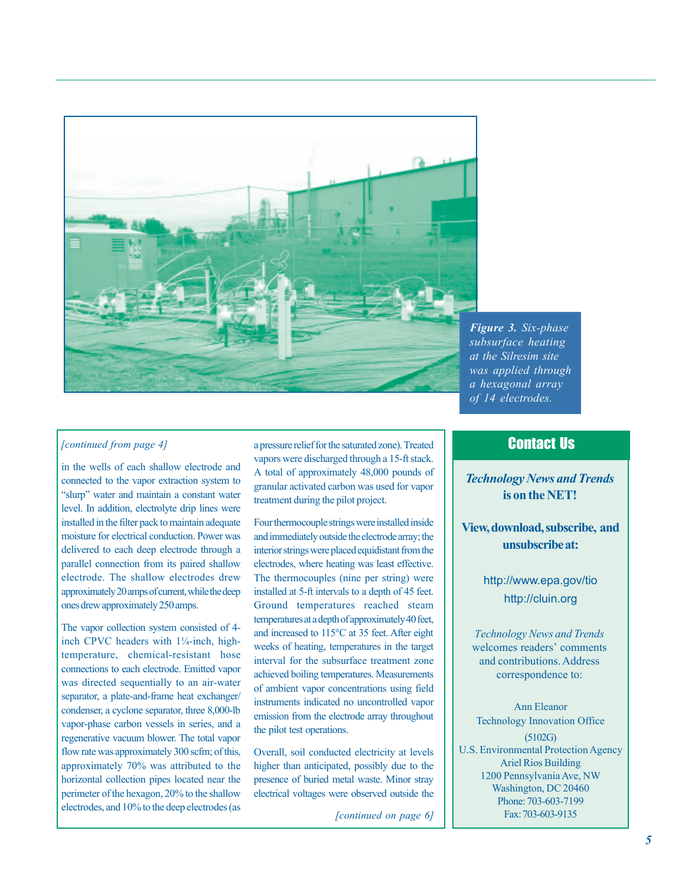*Figure 3. Six-phase subsurface heating at the Silresim site was applied through a hexagonal array of 14 electrodes.*

*[continued from page 4]*

in the wells of each shallow electrode and connected to the vapor extraction system to "slurp" water and maintain a constant water level. In addition, electrolyte drip lines were installed in the filter pack to maintain adequate moisture for electrical conduction. Power was delivered to each deep electrode through a parallel connection from its paired shallow electrode. The shallow electrodes drew approximately 20 amps of current, while the deep ones drew approximately 250 amps.

The vapor collection system consisted of 4-inch CPVC headers with 1¼-inch, high-temperature, chemical-resistant hose connections to each electrode. Emitted vapor was directed sequentially to an air-water separator, a plate-and-frame heat exchanger/condenser, a cyclone separator, three 8,000-lb vapor-phase carbon vessels in series, and a regenerative vacuum blower. The total vapor flow rate was approximately 300 scfm; of this, approximately 70% was attributed to the horizontal collection pipes located near the perimeter of the hexagon, 20% to the shallow electrodes, and 10% to the deep electrodes (as a pressure relief for the saturated zone). Treated vapors were discharged through a 15-ft stack. A total of approximately 48,000 pounds of granular activated carbon was used for vapor treatment during the pilot project.

Four thermocouple strings were installed inside and immediately outside the electrode array; the interior strings were placed equidistant from the electrodes, where heating was least effective. The thermocouples (nine per string) were installed at 5-ft intervals to a depth of 45 feet. Ground temperatures reached steam temperatures at a depth of approximately 40 feet, and increased to 115°C at 35 feet. After eight weeks of heating, temperatures in the target interval for the subsurface treatment zone achieved boiling temperatures. Measurements of ambient vapor concentrations using field instruments indicated no uncontrolled vapor emission from the electrode array throughout the pilot test operations.

Overall, soil conducted electricity at levels higher than anticipated, possibly due to the presence of buried metal waste. Minor stray electrical voltages were observed outside the

*[continued on page 6]*

## Contact Us

***Technology News and Trends* is on the NET!**

**View, download, subscribe, and unsubscribe at:**

http://www.epa.gov/tio

http://cluin.org

*Technology News and Trends* welcomes readers' comments and contributions. Address correspondence to:

Ann Eleanor
Technology Innovation Office
(5102G)
U.S. Environmental Protection Agency
Ariel Rios Building
1200 Pennsylvania Ave, NW
Washington, DC 20460
Phone: 703-603-7199
Fax: 703-603-9135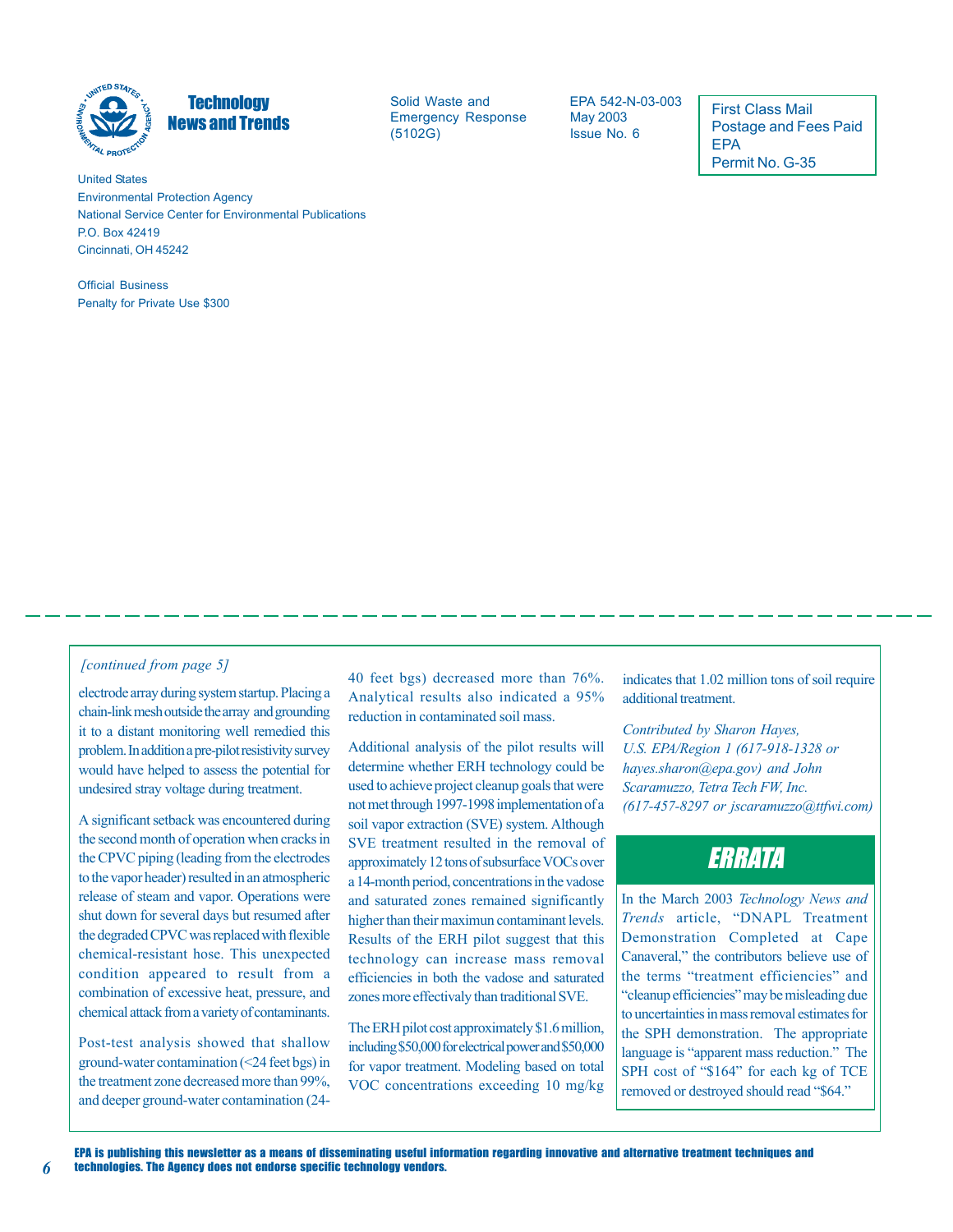**Technology News and Trends**

Solid Waste and Emergency Response (5102G)

EPA 542-N-03-003
May 2003
Issue No. 6

First Class Mail
Postage and Fees Paid
EPA
Permit No. G-35

United States
Environmental Protection Agency
National Service Center for Environmental Publications
P.O. Box 42419
Cincinnati, OH 45242

Official Business
Penalty for Private Use $300

*[continued from page 5]*

electrode array during system startup. Placing a chain-link mesh outside the array and grounding it to a distant monitoring well remedied this problem. In addition a pre-pilot resistivity survey would have helped to assess the potential for undesired stray voltage during treatment.

A significant setback was encountered during the second month of operation when cracks in the CPVC piping (leading from the electrodes to the vapor header) resulted in an atmospheric release of steam and vapor. Operations were shut down for several days but resumed after the degraded CPVC was replaced with flexible chemical-resistant hose. This unexpected condition appeared to result from a combination of excessive heat, pressure, and chemical attack from a variety of contaminants.

Post-test analysis showed that shallow ground-water contamination (<24 feet bgs) in the treatment zone decreased more than 99%, and deeper ground-water contamination (24-40 feet bgs) decreased more than 76%. Analytical results also indicated a 95% reduction in contaminated soil mass.

Additional analysis of the pilot results will determine whether ERH technology could be used to achieve project cleanup goals that were not met through 1997-1998 implementation of a soil vapor extraction (SVE) system. Although SVE treatment resulted in the removal of approximately 12 tons of subsurface VOCs over a 14-month period, concentrations in the vadose and saturated zones remained significantly higher than their maximun contaminant levels. Results of the ERH pilot suggest that this technology can increase mass removal efficiencies in both the vadose and saturated zones more effectivaly than traditional SVE.

The ERH pilot cost approximately $1.6 million, including $50,000 for electrical power and $50,000 for vapor treatment. Modeling based on total VOC concentrations exceeding 10 mg/kg indicates that 1.02 million tons of soil require additional treatment.

*Contributed by Sharon Hayes, U.S. EPA/Region 1 (617-918-1328 or hayes.sharon@epa.gov) and John Scaramuzzo, Tetra Tech FW, Inc. (617-457-8297 or jscaramuzzo@ttfwi.com)*

## ERRATA

In the March 2003 *Technology News and Trends* article, "DNAPL Treatment Demonstration Completed at Cape Canaveral," the contributors believe use of the terms "treatment efficiencies" and "cleanup efficiencies" may be misleading due to uncertainties in mass removal estimates for the SPH demonstration. The appropriate language is "apparent mass reduction." The SPH cost of "$164" for each kg of TCE removed or destroyed should read "$64."

**EPA is publishing this newsletter as a means of disseminating useful information regarding innovative and alternative treatment techniques and technologies. The Agency does not endorse specific technology vendors.**